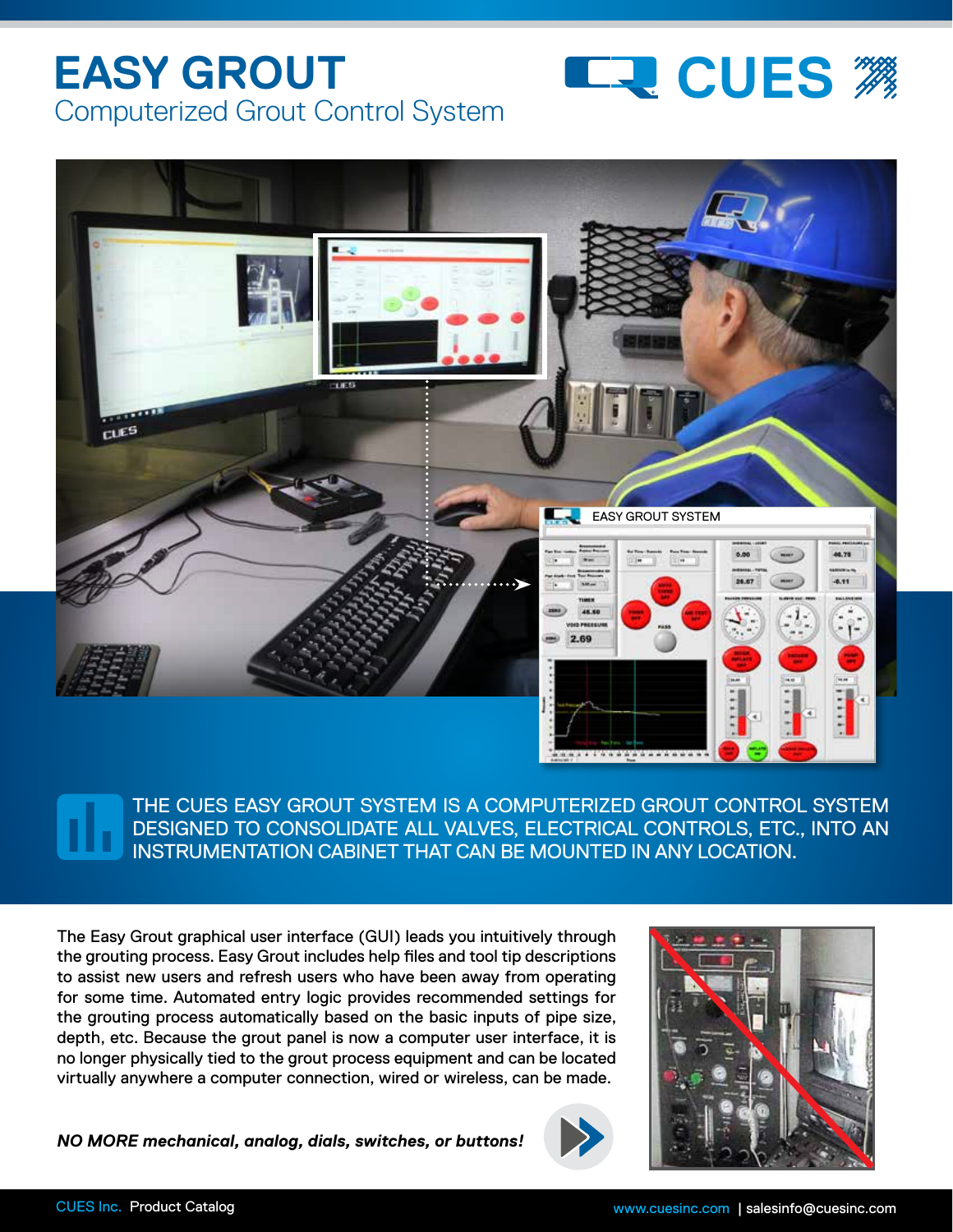# EASY GROUT

## Computerized Grout Control System

**THE CUES EASY GROUT SYSTEM IS A COMPUTERIZED GROUT CONTROL SYSTEM DESIGNED TO CONSOLIDATE ALL VALVES, ELECTRICAL CONTROLS, ETC., INTO AN INSTRUMENTATION CABINET THAT CAN BE MOUNTED IN ANY LOCATION.**

The Easy Grout graphical user interface (GUI) leads you intuitively through the grouting process. Easy Grout includes help files and tool tip descriptions to assist new users and refresh users who have been away from operating for some time. Automated entry logic provides recommended settings for the grouting process automatically based on the basic inputs of pipe size, depth, etc. Because the grout panel is now a computer user interface, it is no longer physically tied to the grout process equipment and can be located virtually anywhere a computer connection, wired or wireless, can be made.

***NO MORE mechanical, analog, dials, switches, or buttons!***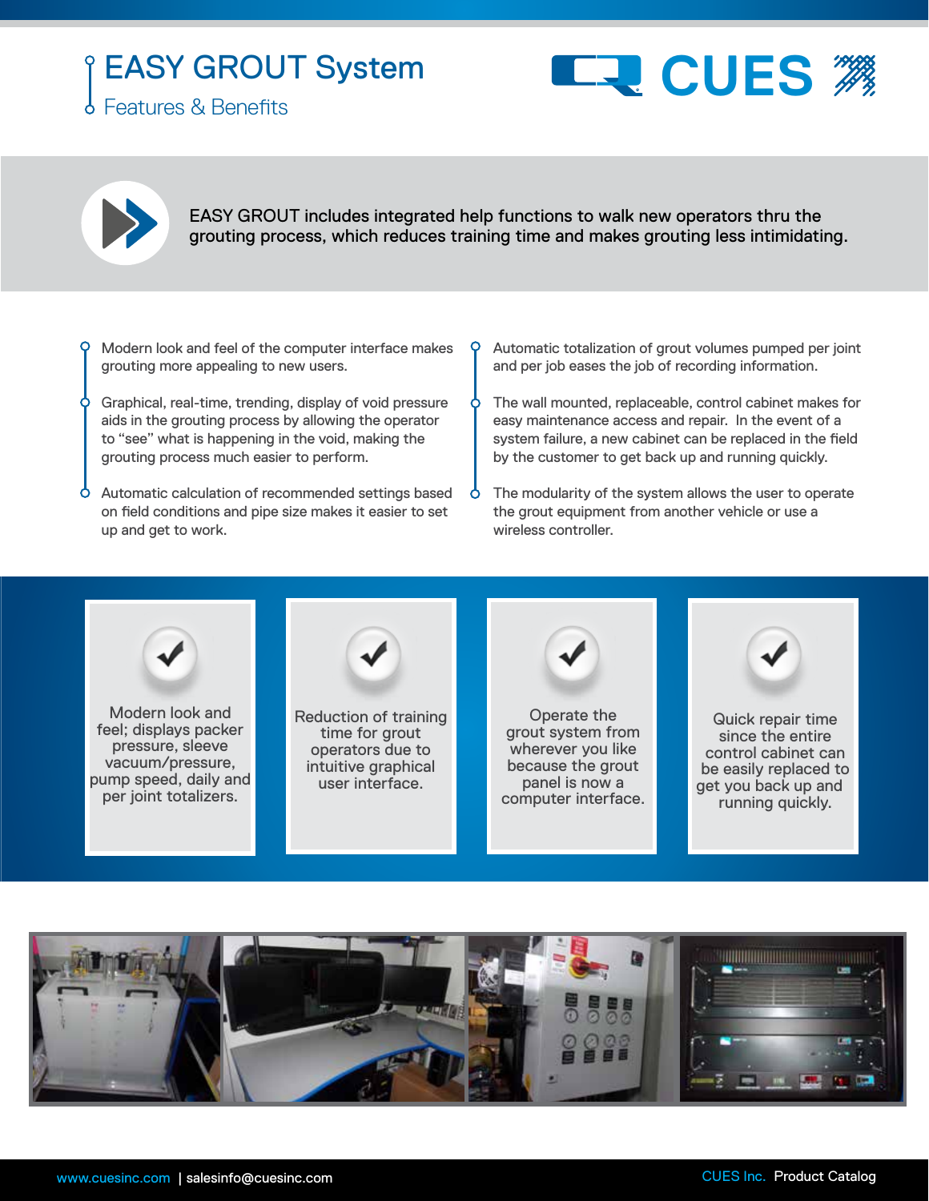# EASY GROUT System

## Features & Benefits

EASY GROUT includes integrated help functions to walk new operators thru the grouting process, which reduces training time and makes grouting less intimidating.

- Modern look and feel of the computer interface makes grouting more appealing to new users.
- Graphical, real-time, trending, display of void pressure aids in the grouting process by allowing the operator to “see” what is happening in the void, making the grouting process much easier to perform.
- Automatic calculation of recommended settings based on field conditions and pipe size makes it easier to set up and get to work.
- Automatic totalization of grout volumes pumped per joint and per job eases the job of recording information.
- The wall mounted, replaceable, control cabinet makes for easy maintenance access and repair. In the event of a system failure, a new cabinet can be replaced in the field by the customer to get back up and running quickly.
- The modularity of the system allows the user to operate the grout equipment from another vehicle or use a wireless controller.

✔ Modern look and feel; displays packer pressure, sleeve vacuum/pressure, pump speed, daily and per joint totalizers.

✔ Reduction of training time for grout operators due to intuitive graphical user interface.

✔ Operate the grout system from wherever you like because the grout panel is now a computer interface.

✔ Quick repair time since the entire control cabinet can be easily replaced to get you back up and running quickly.

www.cuesinc.com | salesinfo@cuesinc.com